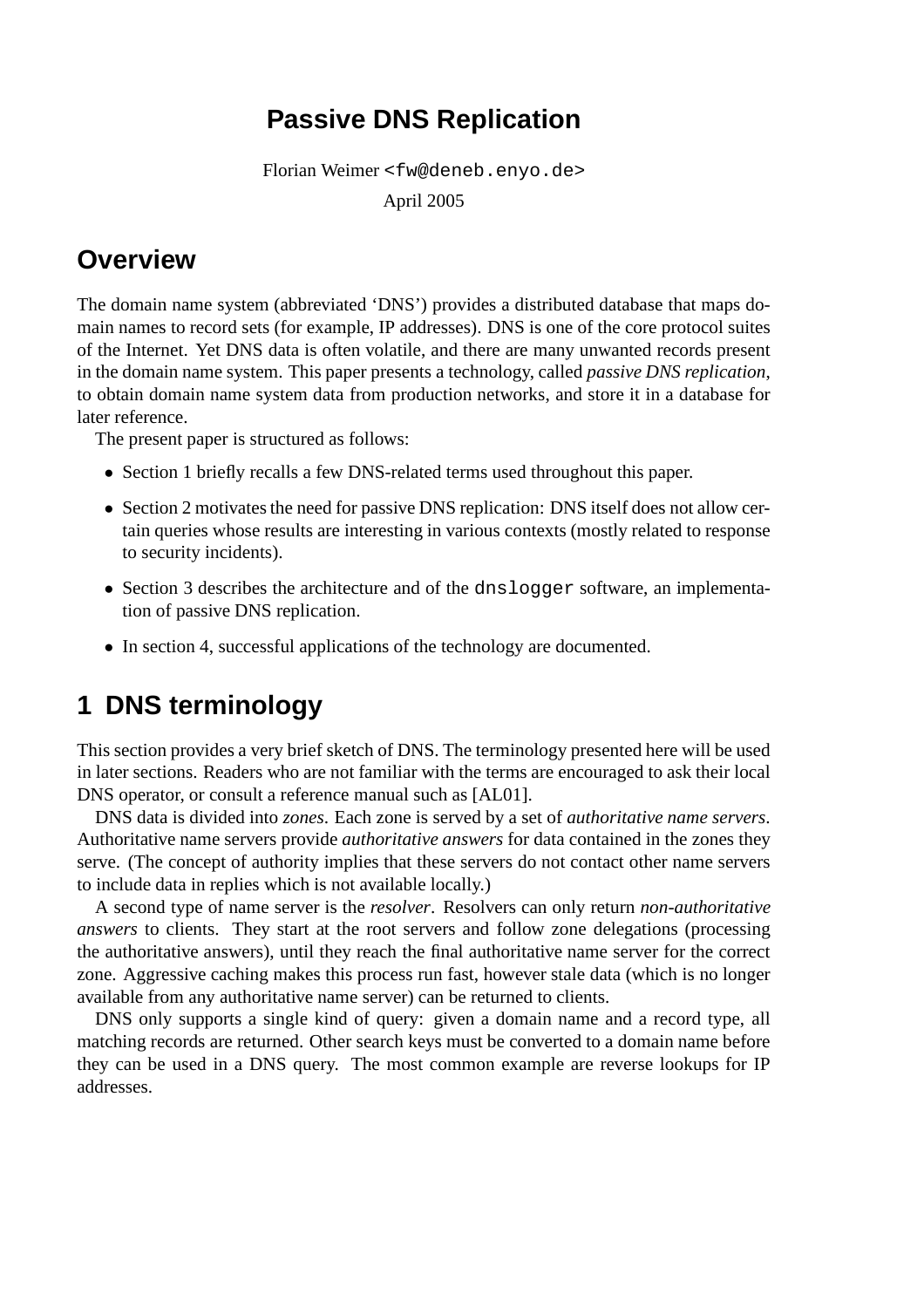# Passive DNS Replication

Florian Weimer <fw@deneb.enyo.de>

April 2005

## Overview

The domain name system (abbreviated 'DNS') provides a distributed database that maps domain names to record sets (for example, IP addresses). DNS is one of the core protocol suites of the Internet. Yet DNS data is often volatile, and there are many unwanted records present in the domain name system. This paper presents a technology, called *passive DNS replication*, to obtain domain name system data from production networks, and store it in a database for later reference.

The present paper is structured as follows:

- Section 1 briefly recalls a few DNS-related terms used throughout this paper.
- Section 2 motivates the need for passive DNS replication: DNS itself does not allow certain queries whose results are interesting in various contexts (mostly related to response to security incidents).
- Section 3 describes the architecture and of the `dnslogger` software, an implementation of passive DNS replication.
- In section 4, successful applications of the technology are documented.

## 1 DNS terminology

This section provides a very brief sketch of DNS. The terminology presented here will be used in later sections. Readers who are not familiar with the terms are encouraged to ask their local DNS operator, or consult a reference manual such as [AL01].

DNS data is divided into *zones*. Each zone is served by a set of *authoritative name servers*. Authoritative name servers provide *authoritative answers* for data contained in the zones they serve. (The concept of authority implies that these servers do not contact other name servers to include data in replies which is not available locally.)

A second type of name server is the *resolver*. Resolvers can only return *non-authoritative answers* to clients. They start at the root servers and follow zone delegations (processing the authoritative answers), until they reach the final authoritative name server for the correct zone. Aggressive caching makes this process run fast, however stale data (which is no longer available from any authoritative name server) can be returned to clients.

DNS only supports a single kind of query: given a domain name and a record type, all matching records are returned. Other search keys must be converted to a domain name before they can be used in a DNS query. The most common example are reverse lookups for IP addresses.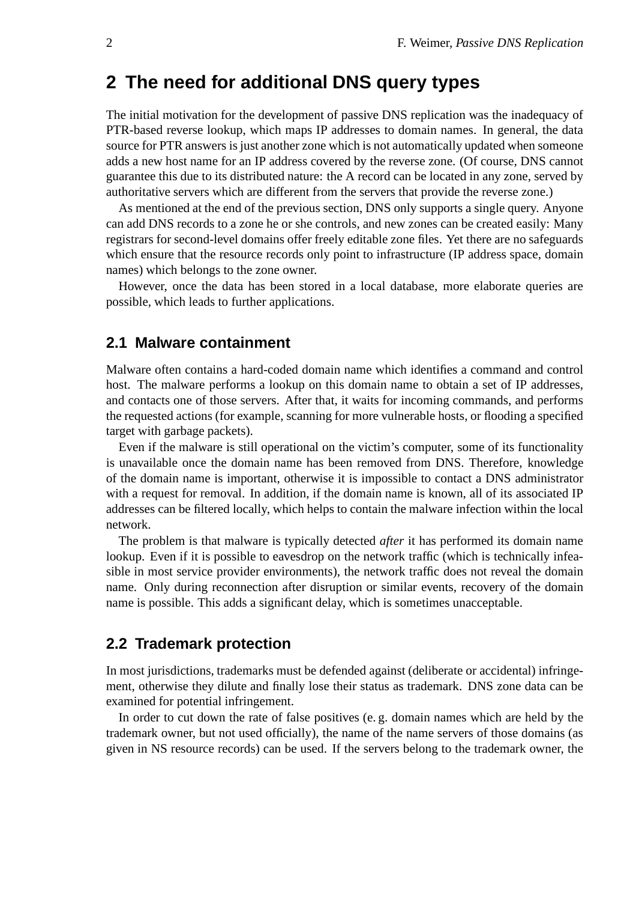## 2 The need for additional DNS query types

The initial motivation for the development of passive DNS replication was the inadequacy of PTR-based reverse lookup, which maps IP addresses to domain names. In general, the data source for PTR answers is just another zone which is not automatically updated when someone adds a new host name for an IP address covered by the reverse zone. (Of course, DNS cannot guarantee this due to its distributed nature: the A record can be located in any zone, served by authoritative servers which are different from the servers that provide the reverse zone.)

As mentioned at the end of the previous section, DNS only supports a single query. Anyone can add DNS records to a zone he or she controls, and new zones can be created easily: Many registrars for second-level domains offer freely editable zone files. Yet there are no safeguards which ensure that the resource records only point to infrastructure (IP address space, domain names) which belongs to the zone owner.

However, once the data has been stored in a local database, more elaborate queries are possible, which leads to further applications.

### 2.1 Malware containment

Malware often contains a hard-coded domain name which identifies a command and control host. The malware performs a lookup on this domain name to obtain a set of IP addresses, and contacts one of those servers. After that, it waits for incoming commands, and performs the requested actions (for example, scanning for more vulnerable hosts, or flooding a specified target with garbage packets).

Even if the malware is still operational on the victim's computer, some of its functionality is unavailable once the domain name has been removed from DNS. Therefore, knowledge of the domain name is important, otherwise it is impossible to contact a DNS administrator with a request for removal. In addition, if the domain name is known, all of its associated IP addresses can be filtered locally, which helps to contain the malware infection within the local network.

The problem is that malware is typically detected *after* it has performed its domain name lookup. Even if it is possible to eavesdrop on the network traffic (which is technically infeasible in most service provider environments), the network traffic does not reveal the domain name. Only during reconnection after disruption or similar events, recovery of the domain name is possible. This adds a significant delay, which is sometimes unacceptable.

### 2.2 Trademark protection

In most jurisdictions, trademarks must be defended against (deliberate or accidental) infringement, otherwise they dilute and finally lose their status as trademark. DNS zone data can be examined for potential infringement.

In order to cut down the rate of false positives (e. g. domain names which are held by the trademark owner, but not used officially), the name of the name servers of those domains (as given in NS resource records) can be used. If the servers belong to the trademark owner, the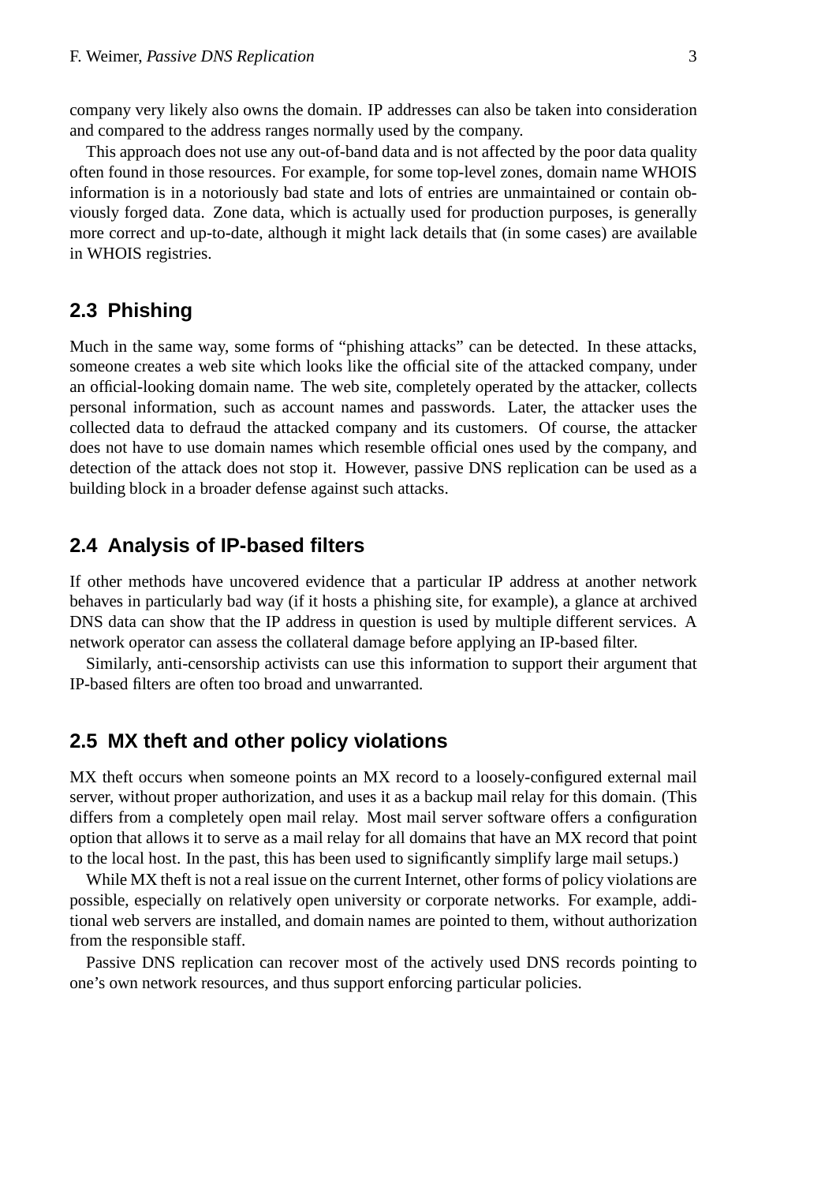company very likely also owns the domain. IP addresses can also be taken into consideration and compared to the address ranges normally used by the company.

This approach does not use any out-of-band data and is not affected by the poor data quality often found in those resources. For example, for some top-level zones, domain name WHOIS information is in a notoriously bad state and lots of entries are unmaintained or contain obviously forged data. Zone data, which is actually used for production purposes, is generally more correct and up-to-date, although it might lack details that (in some cases) are available in WHOIS registries.

## 2.3 Phishing

Much in the same way, some forms of "phishing attacks" can be detected. In these attacks, someone creates a web site which looks like the official site of the attacked company, under an official-looking domain name. The web site, completely operated by the attacker, collects personal information, such as account names and passwords. Later, the attacker uses the collected data to defraud the attacked company and its customers. Of course, the attacker does not have to use domain names which resemble official ones used by the company, and detection of the attack does not stop it. However, passive DNS replication can be used as a building block in a broader defense against such attacks.

## 2.4 Analysis of IP-based filters

If other methods have uncovered evidence that a particular IP address at another network behaves in particularly bad way (if it hosts a phishing site, for example), a glance at archived DNS data can show that the IP address in question is used by multiple different services. A network operator can assess the collateral damage before applying an IP-based filter.

Similarly, anti-censorship activists can use this information to support their argument that IP-based filters are often too broad and unwarranted.

## 2.5 MX theft and other policy violations

MX theft occurs when someone points an MX record to a loosely-configured external mail server, without proper authorization, and uses it as a backup mail relay for this domain. (This differs from a completely open mail relay. Most mail server software offers a configuration option that allows it to serve as a mail relay for all domains that have an MX record that point to the local host. In the past, this has been used to significantly simplify large mail setups.)

While MX theft is not a real issue on the current Internet, other forms of policy violations are possible, especially on relatively open university or corporate networks. For example, additional web servers are installed, and domain names are pointed to them, without authorization from the responsible staff.

Passive DNS replication can recover most of the actively used DNS records pointing to one's own network resources, and thus support enforcing particular policies.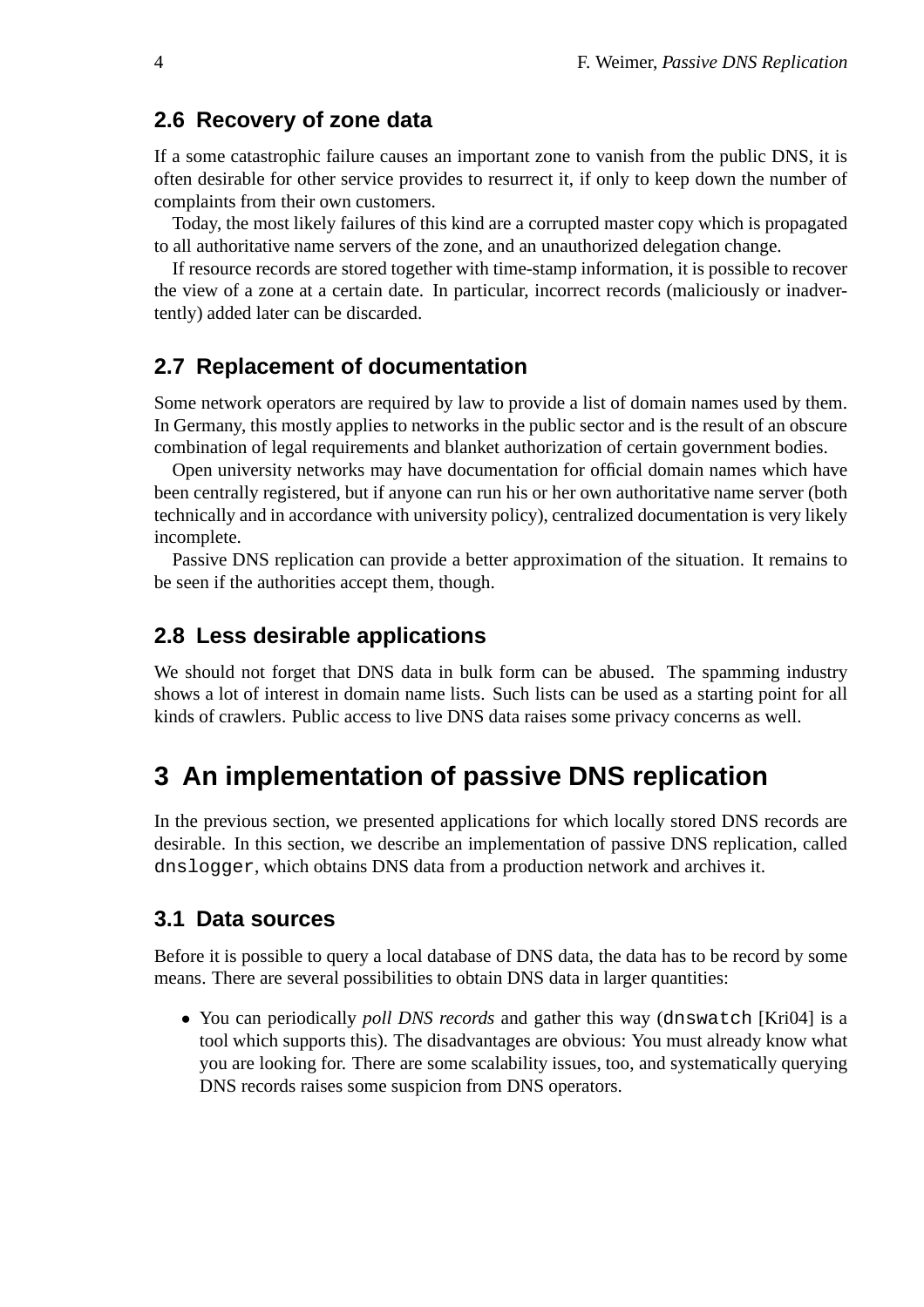## 2.6 Recovery of zone data

If a some catastrophic failure causes an important zone to vanish from the public DNS, it is often desirable for other service provides to resurrect it, if only to keep down the number of complaints from their own customers.

Today, the most likely failures of this kind are a corrupted master copy which is propagated to all authoritative name servers of the zone, and an unauthorized delegation change.

If resource records are stored together with time-stamp information, it is possible to recover the view of a zone at a certain date. In particular, incorrect records (maliciously or inadvertently) added later can be discarded.

## 2.7 Replacement of documentation

Some network operators are required by law to provide a list of domain names used by them. In Germany, this mostly applies to networks in the public sector and is the result of an obscure combination of legal requirements and blanket authorization of certain government bodies.

Open university networks may have documentation for official domain names which have been centrally registered, but if anyone can run his or her own authoritative name server (both technically and in accordance with university policy), centralized documentation is very likely incomplete.

Passive DNS replication can provide a better approximation of the situation. It remains to be seen if the authorities accept them, though.

## 2.8 Less desirable applications

We should not forget that DNS data in bulk form can be abused. The spamming industry shows a lot of interest in domain name lists. Such lists can be used as a starting point for all kinds of crawlers. Public access to live DNS data raises some privacy concerns as well.

# 3 An implementation of passive DNS replication

In the previous section, we presented applications for which locally stored DNS records are desirable. In this section, we describe an implementation of passive DNS replication, called `dnslogger`, which obtains DNS data from a production network and archives it.

## 3.1 Data sources

Before it is possible to query a local database of DNS data, the data has to be record by some means. There are several possibilities to obtain DNS data in larger quantities:

- You can periodically *poll DNS records* and gather this way (`dnswatch` [Kri04] is a tool which supports this). The disadvantages are obvious: You must already know what you are looking for. There are some scalability issues, too, and systematically querying DNS records raises some suspicion from DNS operators.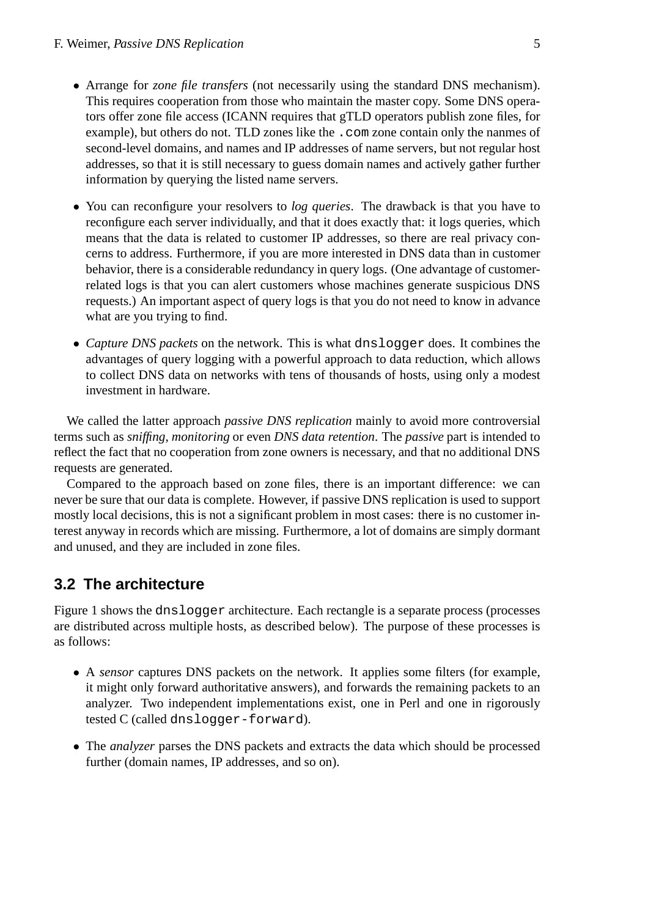- Arrange for *zone file transfers* (not necessarily using the standard DNS mechanism). This requires cooperation from those who maintain the master copy. Some DNS operators offer zone file access (ICANN requires that gTLD operators publish zone files, for example), but others do not. TLD zones like the `.com` zone contain only the nanmes of second-level domains, and names and IP addresses of name servers, but not regular host addresses, so that it is still necessary to guess domain names and actively gather further information by querying the listed name servers.

- You can reconfigure your resolvers to *log queries*. The drawback is that you have to reconfigure each server individually, and that it does exactly that: it logs queries, which means that the data is related to customer IP addresses, so there are real privacy concerns to address. Furthermore, if you are more interested in DNS data than in customer behavior, there is a considerable redundancy in query logs. (One advantage of customer-related logs is that you can alert customers whose machines generate suspicious DNS requests.) An important aspect of query logs is that you do not need to know in advance what are you trying to find.

- *Capture DNS packets* on the network. This is what `dnslogger` does. It combines the advantages of query logging with a powerful approach to data reduction, which allows to collect DNS data on networks with tens of thousands of hosts, using only a modest investment in hardware.

We called the latter approach *passive DNS replication* mainly to avoid more controversial terms such as *sniffing*, *monitoring* or even *DNS data retention*. The *passive* part is intended to reflect the fact that no cooperation from zone owners is necessary, and that no additional DNS requests are generated.

Compared to the approach based on zone files, there is an important difference: we can never be sure that our data is complete. However, if passive DNS replication is used to support mostly local decisions, this is not a significant problem in most cases: there is no customer interest anyway in records which are missing. Furthermore, a lot of domains are simply dormant and unused, and they are included in zone files.

## 3.2 The architecture

Figure 1 shows the `dnslogger` architecture. Each rectangle is a separate process (processes are distributed across multiple hosts, as described below). The purpose of these processes is as follows:

- A *sensor* captures DNS packets on the network. It applies some filters (for example, it might only forward authoritative answers), and forwards the remaining packets to an analyzer. Two independent implementations exist, one in Perl and one in rigorously tested C (called `dnslogger-forward`).

- The *analyzer* parses the DNS packets and extracts the data which should be processed further (domain names, IP addresses, and so on).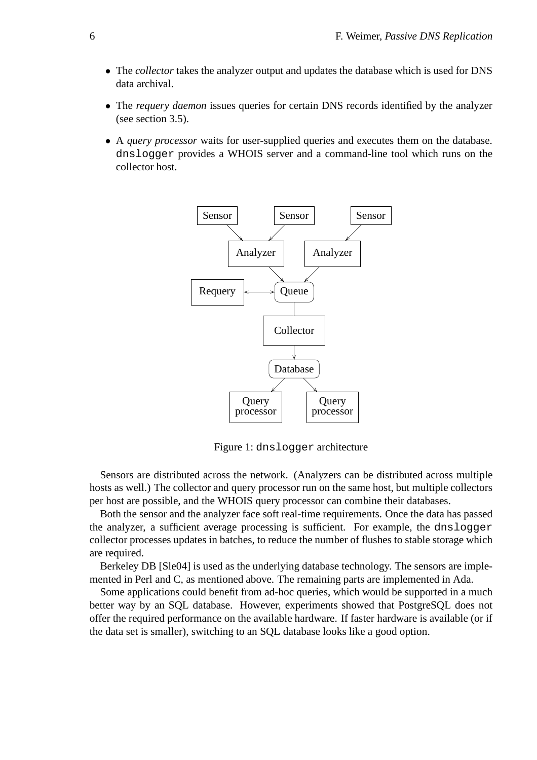- The *collector* takes the analyzer output and updates the database which is used for DNS data archival.
- The *requery daemon* issues queries for certain DNS records identified by the analyzer (see section 3.5).
- A *query processor* waits for user-supplied queries and executes them on the database. `dnslogger` provides a WHOIS server and a command-line tool which runs on the collector host.

Figure 1: `dnslogger` architecture

Sensors are distributed across the network. (Analyzers can be distributed across multiple hosts as well.) The collector and query processor run on the same host, but multiple collectors per host are possible, and the WHOIS query processor can combine their databases.

Both the sensor and the analyzer face soft real-time requirements. Once the data has passed the analyzer, a sufficient average processing is sufficient. For example, the `dnslogger` collector processes updates in batches, to reduce the number of flushes to stable storage which are required.

Berkeley DB [Sle04] is used as the underlying database technology. The sensors are implemented in Perl and C, as mentioned above. The remaining parts are implemented in Ada.

Some applications could benefit from ad-hoc queries, which would be supported in a much better way by an SQL database. However, experiments showed that PostgreSQL does not offer the required performance on the available hardware. If faster hardware is available (or if the data set is smaller), switching to an SQL database looks like a good option.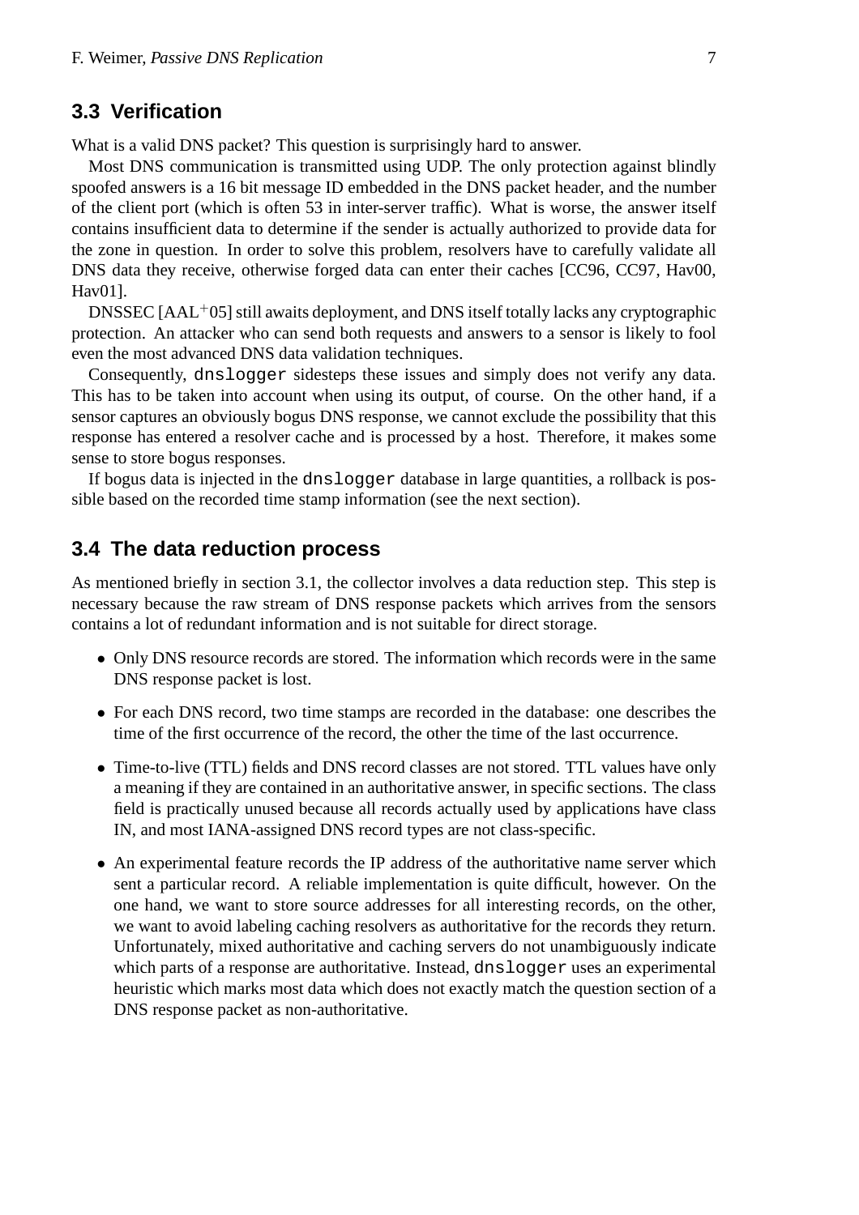## 3.3 Verification

What is a valid DNS packet? This question is surprisingly hard to answer.

Most DNS communication is transmitted using UDP. The only protection against blindly spoofed answers is a 16 bit message ID embedded in the DNS packet header, and the number of the client port (which is often 53 in inter-server traffic). What is worse, the answer itself contains insufficient data to determine if the sender is actually authorized to provide data for the zone in question. In order to solve this problem, resolvers have to carefully validate all DNS data they receive, otherwise forged data can enter their caches [CC96, CC97, Hav00, Hav01].

DNSSEC [AAL+05] still awaits deployment, and DNS itself totally lacks any cryptographic protection. An attacker who can send both requests and answers to a sensor is likely to fool even the most advanced DNS data validation techniques.

Consequently, `dnslogger` sidesteps these issues and simply does not verify any data. This has to be taken into account when using its output, of course. On the other hand, if a sensor captures an obviously bogus DNS response, we cannot exclude the possibility that this response has entered a resolver cache and is processed by a host. Therefore, it makes some sense to store bogus responses.

If bogus data is injected in the `dnslogger` database in large quantities, a rollback is possible based on the recorded time stamp information (see the next section).

## 3.4 The data reduction process

As mentioned briefly in section 3.1, the collector involves a data reduction step. This step is necessary because the raw stream of DNS response packets which arrives from the sensors contains a lot of redundant information and is not suitable for direct storage.

- Only DNS resource records are stored. The information which records were in the same DNS response packet is lost.
- For each DNS record, two time stamps are recorded in the database: one describes the time of the first occurrence of the record, the other the time of the last occurrence.
- Time-to-live (TTL) fields and DNS record classes are not stored. TTL values have only a meaning if they are contained in an authoritative answer, in specific sections. The class field is practically unused because all records actually used by applications have class IN, and most IANA-assigned DNS record types are not class-specific.
- An experimental feature records the IP address of the authoritative name server which sent a particular record. A reliable implementation is quite difficult, however. On the one hand, we want to store source addresses for all interesting records, on the other, we want to avoid labeling caching resolvers as authoritative for the records they return. Unfortunately, mixed authoritative and caching servers do not unambiguously indicate which parts of a response are authoritative. Instead, `dnslogger` uses an experimental heuristic which marks most data which does not exactly match the question section of a DNS response packet as non-authoritative.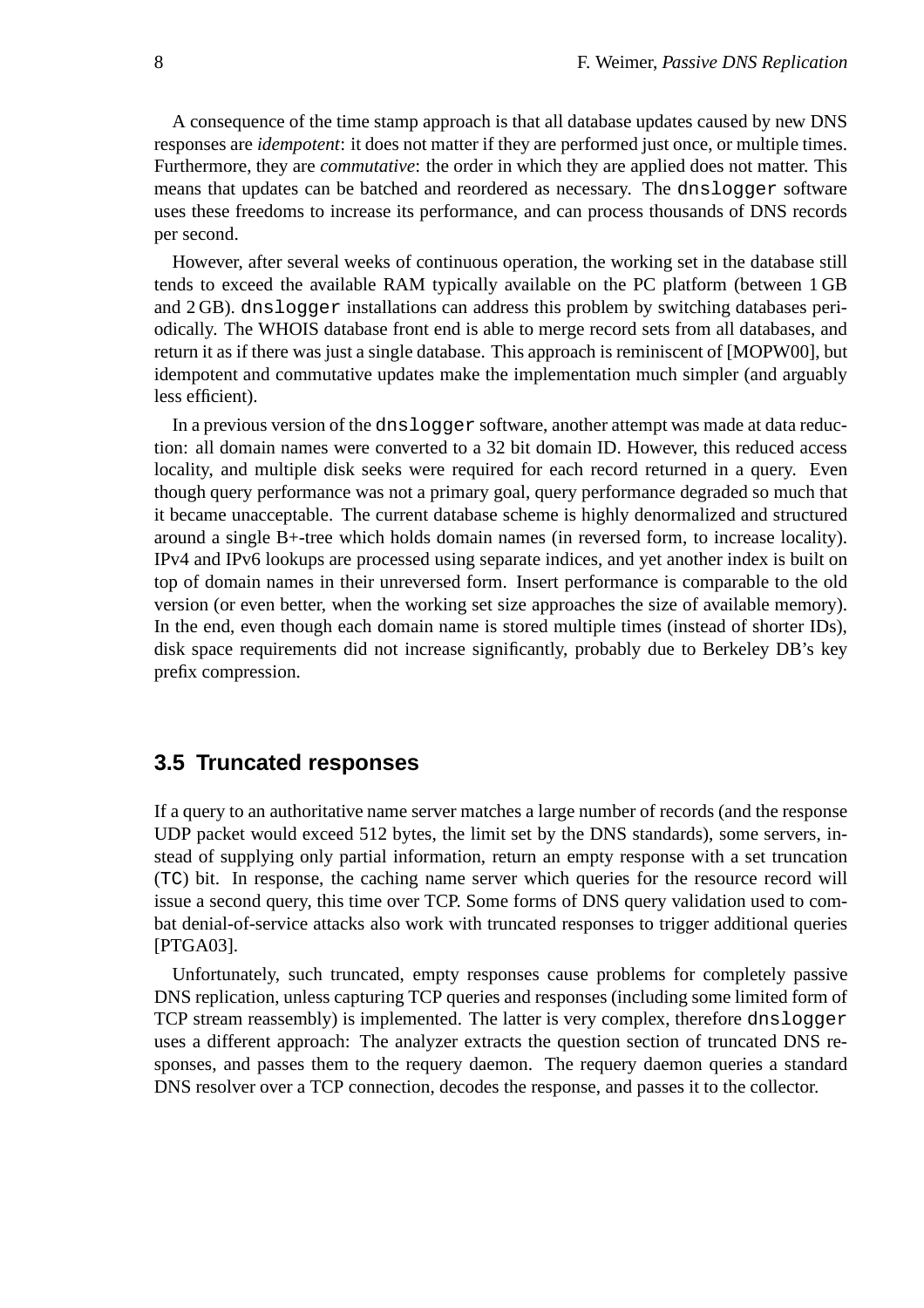A consequence of the time stamp approach is that all database updates caused by new DNS responses are *idempotent*: it does not matter if they are performed just once, or multiple times. Furthermore, they are *commutative*: the order in which they are applied does not matter. This means that updates can be batched and reordered as necessary. The `dnslogger` software uses these freedoms to increase its performance, and can process thousands of DNS records per second.

However, after several weeks of continuous operation, the working set in the database still tends to exceed the available RAM typically available on the PC platform (between 1 GB and 2 GB). `dnslogger` installations can address this problem by switching databases periodically. The WHOIS database front end is able to merge record sets from all databases, and return it as if there was just a single database. This approach is reminiscent of [MOPW00], but idempotent and commutative updates make the implementation much simpler (and arguably less efficient).

In a previous version of the `dnslogger` software, another attempt was made at data reduction: all domain names were converted to a 32 bit domain ID. However, this reduced access locality, and multiple disk seeks were required for each record returned in a query. Even though query performance was not a primary goal, query performance degraded so much that it became unacceptable. The current database scheme is highly denormalized and structured around a single B+-tree which holds domain names (in reversed form, to increase locality). IPv4 and IPv6 lookups are processed using separate indices, and yet another index is built on top of domain names in their unreversed form. Insert performance is comparable to the old version (or even better, when the working set size approaches the size of available memory). In the end, even though each domain name is stored multiple times (instead of shorter IDs), disk space requirements did not increase significantly, probably due to Berkeley DB's key prefix compression.

## 3.5 Truncated responses

If a query to an authoritative name server matches a large number of records (and the response UDP packet would exceed 512 bytes, the limit set by the DNS standards), some servers, instead of supplying only partial information, return an empty response with a set truncation (`TC`) bit. In response, the caching name server which queries for the resource record will issue a second query, this time over TCP. Some forms of DNS query validation used to combat denial-of-service attacks also work with truncated responses to trigger additional queries [PTGA03].

Unfortunately, such truncated, empty responses cause problems for completely passive DNS replication, unless capturing TCP queries and responses (including some limited form of TCP stream reassembly) is implemented. The latter is very complex, therefore `dnslogger` uses a different approach: The analyzer extracts the question section of truncated DNS responses, and passes them to the requery daemon. The requery daemon queries a standard DNS resolver over a TCP connection, decodes the response, and passes it to the collector.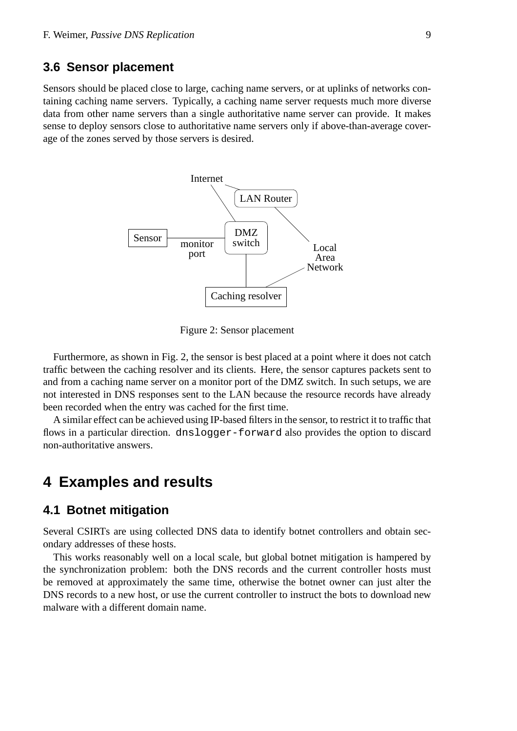### 3.6 Sensor placement

Sensors should be placed close to large, caching name servers, or at uplinks of networks containing caching name servers. Typically, a caching name server requests much more diverse data from other name servers than a single authoritative name server can provide. It makes sense to deploy sensors close to authoritative name servers only if above-than-average coverage of the zones served by those servers is desired.

Figure 2: Sensor placement

Furthermore, as shown in Fig. 2, the sensor is best placed at a point where it does not catch traffic between the caching resolver and its clients. Here, the sensor captures packets sent to and from a caching name server on a monitor port of the DMZ switch. In such setups, we are not interested in DNS responses sent to the LAN because the resource records have already been recorded when the entry was cached for the first time.

A similar effect can be achieved using IP-based filters in the sensor, to restrict it to traffic that flows in a particular direction. `dnslogger-forward` also provides the option to discard non-authoritative answers.

## 4 Examples and results

### 4.1 Botnet mitigation

Several CSIRTs are using collected DNS data to identify botnet controllers and obtain secondary addresses of these hosts.

This works reasonably well on a local scale, but global botnet mitigation is hampered by the synchronization problem: both the DNS records and the current controller hosts must be removed at approximately the same time, otherwise the botnet owner can just alter the DNS records to a new host, or use the current controller to instruct the bots to download new malware with a different domain name.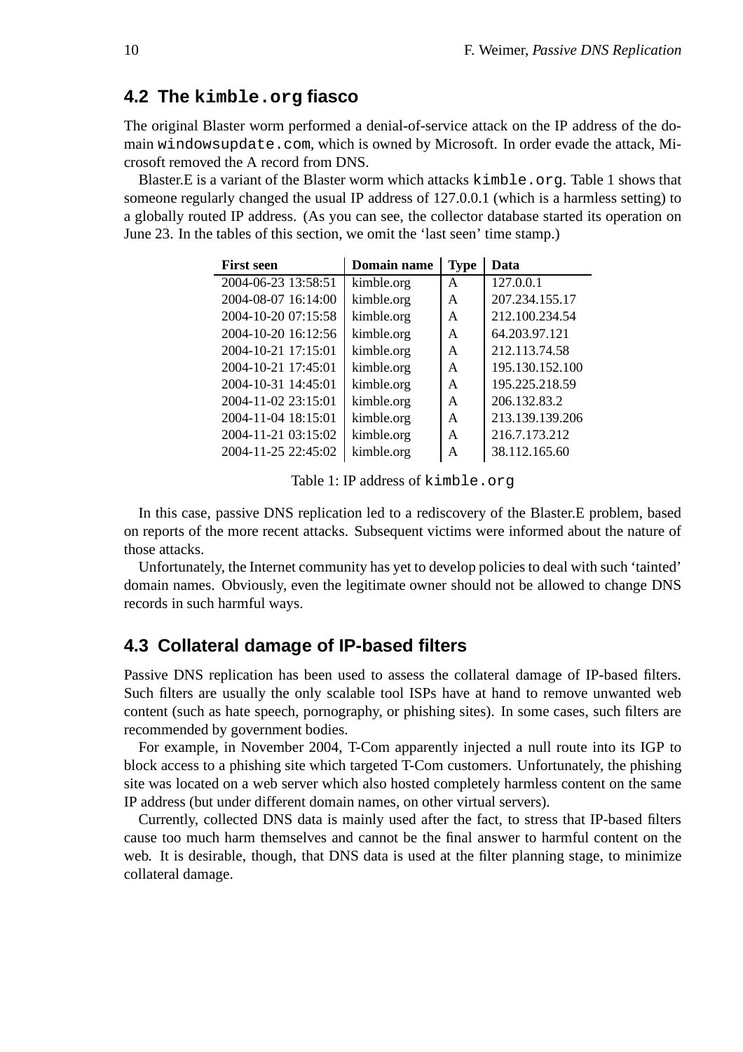## 4.2 The `kimble.org` fiasco

The original Blaster worm performed a denial-of-service attack on the IP address of the domain `windowsupdate.com`, which is owned by Microsoft. In order evade the attack, Microsoft removed the A record from DNS.

Blaster.E is a variant of the Blaster worm which attacks `kimble.org`. Table 1 shows that someone regularly changed the usual IP address of 127.0.0.1 (which is a harmless setting) to a globally routed IP address. (As you can see, the collector database started its operation on June 23. In the tables of this section, we omit the 'last seen' time stamp.)

| First seen | Domain name | Type | Data |
|---|---|---|---|
| 2004-06-23 13:58:51 | kimble.org | A | 127.0.0.1 |
| 2004-08-07 16:14:00 | kimble.org | A | 207.234.155.17 |
| 2004-10-20 07:15:58 | kimble.org | A | 212.100.234.54 |
| 2004-10-20 16:12:56 | kimble.org | A | 64.203.97.121 |
| 2004-10-21 17:15:01 | kimble.org | A | 212.113.74.58 |
| 2004-10-21 17:45:01 | kimble.org | A | 195.130.152.100 |
| 2004-10-31 14:45:01 | kimble.org | A | 195.225.218.59 |
| 2004-11-02 23:15:01 | kimble.org | A | 206.132.83.2 |
| 2004-11-04 18:15:01 | kimble.org | A | 213.139.139.206 |
| 2004-11-21 03:15:02 | kimble.org | A | 216.7.173.212 |
| 2004-11-25 22:45:02 | kimble.org | A | 38.112.165.60 |

Table 1: IP address of `kimble.org`

In this case, passive DNS replication led to a rediscovery of the Blaster.E problem, based on reports of the more recent attacks. Subsequent victims were informed about the nature of those attacks.

Unfortunately, the Internet community has yet to develop policies to deal with such 'tainted' domain names. Obviously, even the legitimate owner should not be allowed to change DNS records in such harmful ways.

## 4.3 Collateral damage of IP-based filters

Passive DNS replication has been used to assess the collateral damage of IP-based filters. Such filters are usually the only scalable tool ISPs have at hand to remove unwanted web content (such as hate speech, pornography, or phishing sites). In some cases, such filters are recommended by government bodies.

For example, in November 2004, T-Com apparently injected a null route into its IGP to block access to a phishing site which targeted T-Com customers. Unfortunately, the phishing site was located on a web server which also hosted completely harmless content on the same IP address (but under different domain names, on other virtual servers).

Currently, collected DNS data is mainly used after the fact, to stress that IP-based filters cause too much harm themselves and cannot be the final answer to harmful content on the web. It is desirable, though, that DNS data is used at the filter planning stage, to minimize collateral damage.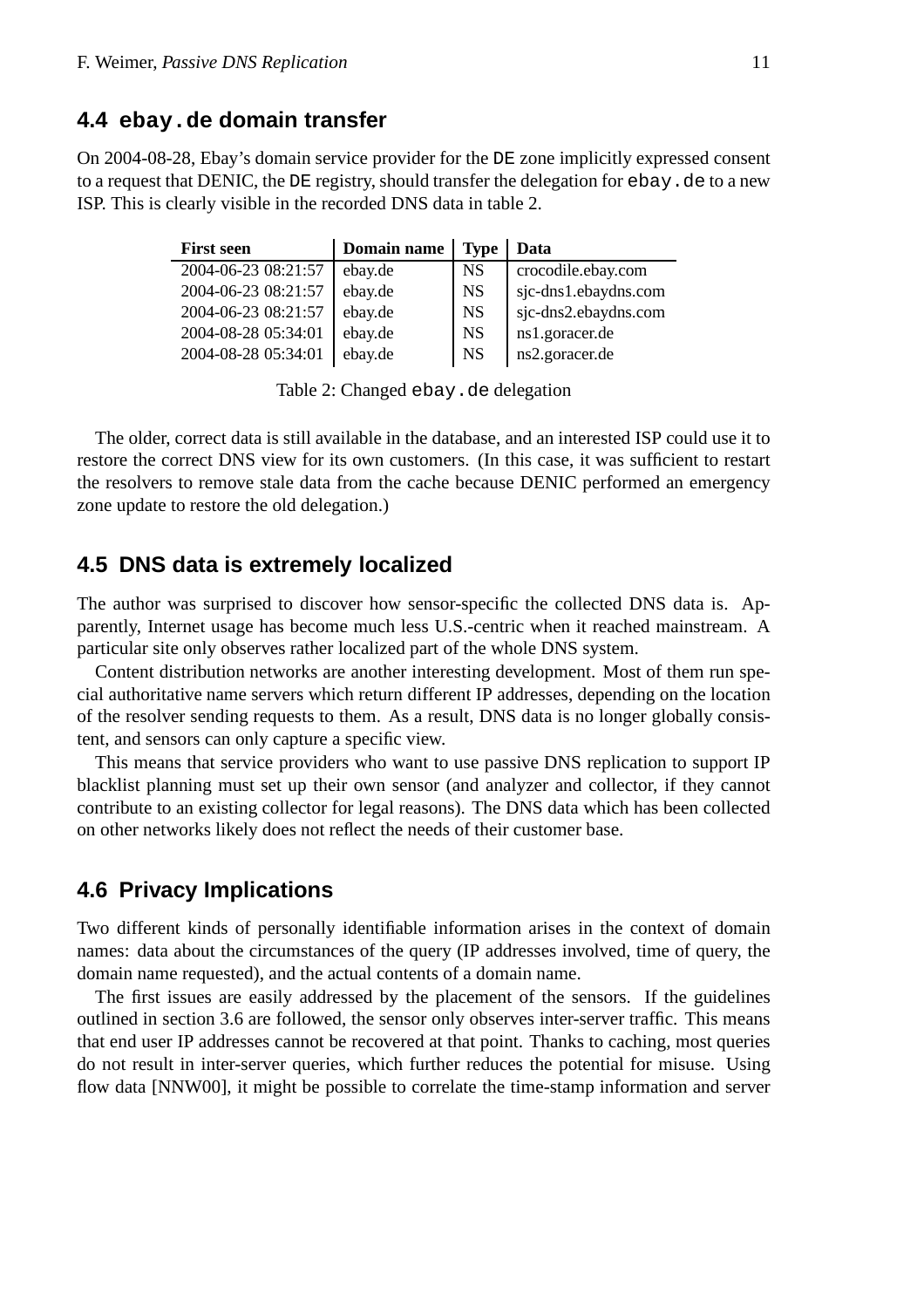## 4.4 `ebay.de` domain transfer

On 2004-08-28, Ebay's domain service provider for the `DE` zone implicitly expressed consent to a request that DENIC, the `DE` registry, should transfer the delegation for `ebay.de` to a new ISP. This is clearly visible in the recorded DNS data in table 2.

| First seen | Domain name | Type | Data |
|---|---|---|---|
| 2004-06-23 08:21:57 | ebay.de | NS | crocodile.ebay.com |
| 2004-06-23 08:21:57 | ebay.de | NS | sjc-dns1.ebaydns.com |
| 2004-06-23 08:21:57 | ebay.de | NS | sjc-dns2.ebaydns.com |
| 2004-08-28 05:34:01 | ebay.de | NS | ns1.goracer.de |
| 2004-08-28 05:34:01 | ebay.de | NS | ns2.goracer.de |

Table 2: Changed `ebay.de` delegation

The older, correct data is still available in the database, and an interested ISP could use it to restore the correct DNS view for its own customers. (In this case, it was sufficient to restart the resolvers to remove stale data from the cache because DENIC performed an emergency zone update to restore the old delegation.)

## 4.5 DNS data is extremely localized

The author was surprised to discover how sensor-specific the collected DNS data is. Apparently, Internet usage has become much less U.S.-centric when it reached mainstream. A particular site only observes rather localized part of the whole DNS system.

Content distribution networks are another interesting development. Most of them run special authoritative name servers which return different IP addresses, depending on the location of the resolver sending requests to them. As a result, DNS data is no longer globally consistent, and sensors can only capture a specific view.

This means that service providers who want to use passive DNS replication to support IP blacklist planning must set up their own sensor (and analyzer and collector, if they cannot contribute to an existing collector for legal reasons). The DNS data which has been collected on other networks likely does not reflect the needs of their customer base.

## 4.6 Privacy Implications

Two different kinds of personally identifiable information arises in the context of domain names: data about the circumstances of the query (IP addresses involved, time of query, the domain name requested), and the actual contents of a domain name.

The first issues are easily addressed by the placement of the sensors. If the guidelines outlined in section 3.6 are followed, the sensor only observes inter-server traffic. This means that end user IP addresses cannot be recovered at that point. Thanks to caching, most queries do not result in inter-server queries, which further reduces the potential for misuse. Using flow data [NNW00], it might be possible to correlate the time-stamp information and server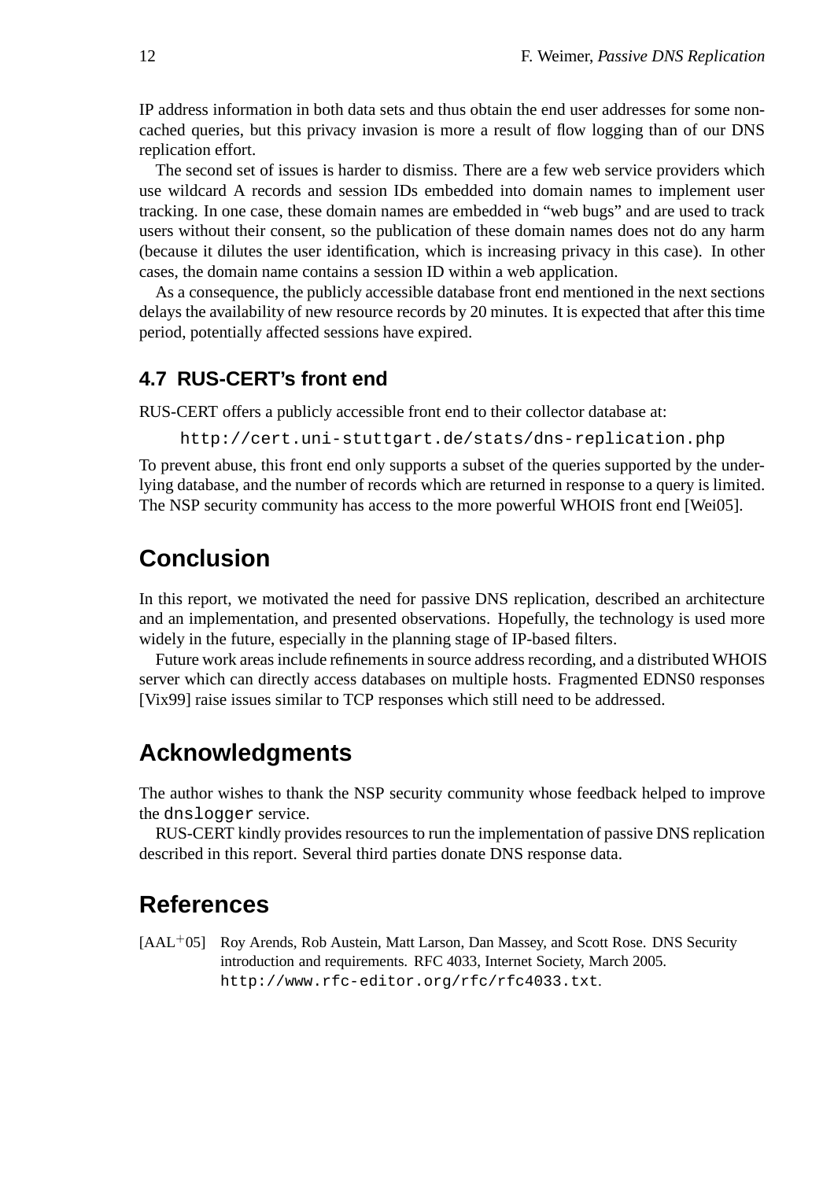IP address information in both data sets and thus obtain the end user addresses for some non-cached queries, but this privacy invasion is more a result of flow logging than of our DNS replication effort.

The second set of issues is harder to dismiss. There are a few web service providers which use wildcard A records and session IDs embedded into domain names to implement user tracking. In one case, these domain names are embedded in "web bugs" and are used to track users without their consent, so the publication of these domain names does not do any harm (because it dilutes the user identification, which is increasing privacy in this case). In other cases, the domain name contains a session ID within a web application.

As a consequence, the publicly accessible database front end mentioned in the next sections delays the availability of new resource records by 20 minutes. It is expected that after this time period, potentially affected sessions have expired.

### 4.7 RUS-CERT's front end

RUS-CERT offers a publicly accessible front end to their collector database at:

```
http://cert.uni-stuttgart.de/stats/dns-replication.php
```

To prevent abuse, this front end only supports a subset of the queries supported by the underlying database, and the number of records which are returned in response to a query is limited. The NSP security community has access to the more powerful WHOIS front end [Wei05].

## Conclusion

In this report, we motivated the need for passive DNS replication, described an architecture and an implementation, and presented observations. Hopefully, the technology is used more widely in the future, especially in the planning stage of IP-based filters.

Future work areas include refinements in source address recording, and a distributed WHOIS server which can directly access databases on multiple hosts. Fragmented EDNS0 responses [Vix99] raise issues similar to TCP responses which still need to be addressed.

## Acknowledgments

The author wishes to thank the NSP security community whose feedback helped to improve the `dnslogger` service.

RUS-CERT kindly provides resources to run the implementation of passive DNS replication described in this report. Several third parties donate DNS response data.

## References

[AAL+05] Roy Arends, Rob Austein, Matt Larson, Dan Massey, and Scott Rose. DNS Security introduction and requirements. RFC 4033, Internet Society, March 2005. `http://www.rfc-editor.org/rfc/rfc4033.txt`.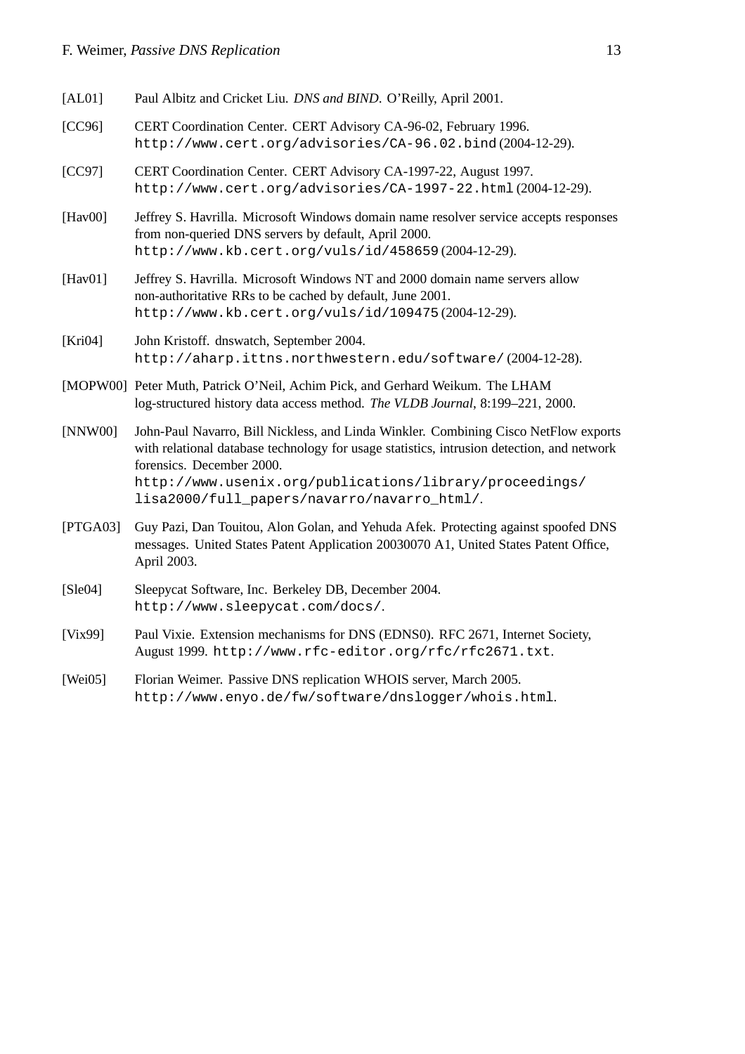[AL01] Paul Albitz and Cricket Liu. *DNS and BIND*. O'Reilly, April 2001.

[CC96] CERT Coordination Center. CERT Advisory CA-96-02, February 1996. `http://www.cert.org/advisories/CA-96.02.bind` (2004-12-29).

[CC97] CERT Coordination Center. CERT Advisory CA-1997-22, August 1997. `http://www.cert.org/advisories/CA-1997-22.html` (2004-12-29).

[Hav00] Jeffrey S. Havrilla. Microsoft Windows domain name resolver service accepts responses from non-queried DNS servers by default, April 2000. `http://www.kb.cert.org/vuls/id/458659` (2004-12-29).

[Hav01] Jeffrey S. Havrilla. Microsoft Windows NT and 2000 domain name servers allow non-authoritative RRs to be cached by default, June 2001. `http://www.kb.cert.org/vuls/id/109475` (2004-12-29).

[Kri04] John Kristoff. dnswatch, September 2004. `http://aharp.ittns.northwestern.edu/software/` (2004-12-28).

[MOPW00] Peter Muth, Patrick O'Neil, Achim Pick, and Gerhard Weikum. The LHAM log-structured history data access method. *The VLDB Journal*, 8:199–221, 2000.

[NNW00] John-Paul Navarro, Bill Nickless, and Linda Winkler. Combining Cisco NetFlow exports with relational database technology for usage statistics, intrusion detection, and network forensics. December 2000. `http://www.usenix.org/publications/library/proceedings/lisa2000/full_papers/navarro/navarro_html/`.

[PTGA03] Guy Pazi, Dan Touitou, Alon Golan, and Yehuda Afek. Protecting against spoofed DNS messages. United States Patent Application 20030070 A1, United States Patent Office, April 2003.

[Sle04] Sleepycat Software, Inc. Berkeley DB, December 2004. `http://www.sleepycat.com/docs/`.

[Vix99] Paul Vixie. Extension mechanisms for DNS (EDNS0). RFC 2671, Internet Society, August 1999. `http://www.rfc-editor.org/rfc/rfc2671.txt`.

[Wei05] Florian Weimer. Passive DNS replication WHOIS server, March 2005. `http://www.enyo.de/fw/software/dnslogger/whois.html`.